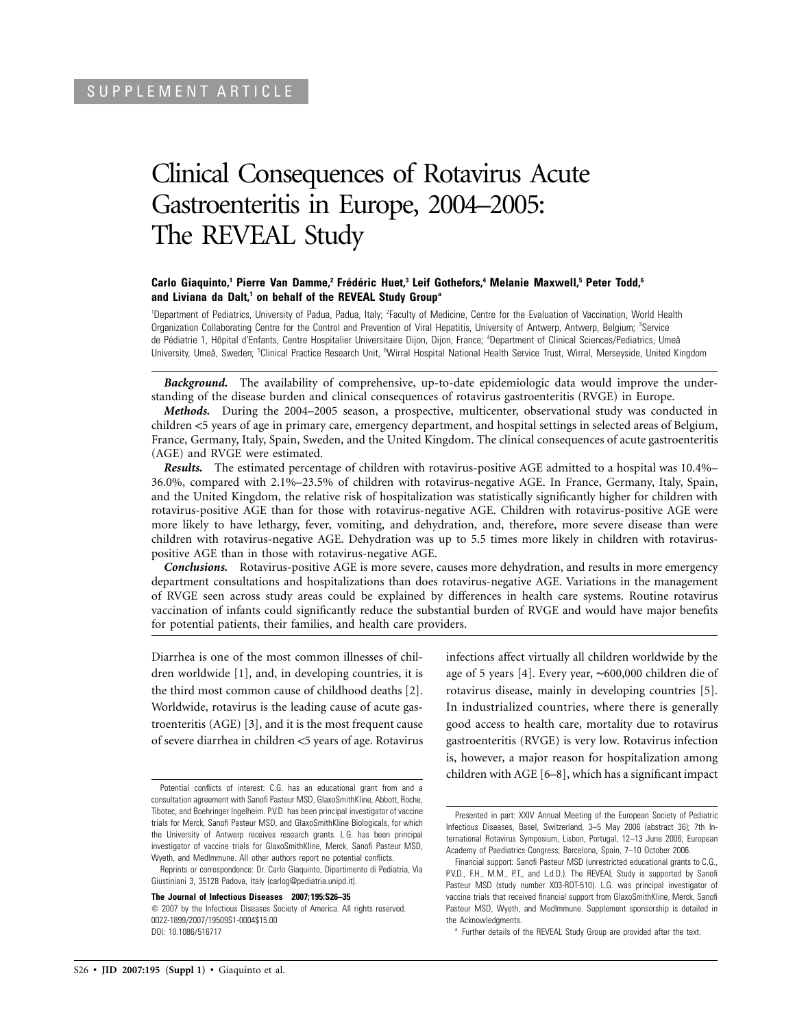SUPPLEMENT ARTICLE

# Clinical Consequences of Rotavirus Acute Gastroenteritis in Europe, 2004–2005: The REVEAL Study

**Carlo Giaquinto,[1] Pierre Van Damme,[2] Frédéric Huet,[3] Leif Gothefors,[4] Melanie Maxwell,[5] Peter Todd,[6] and Liviana da Dalt,[1] on behalf of the REVEAL Study Group[a]**

[1]Department of Pediatrics, University of Padua, Padua, Italy; [2]Faculty of Medicine, Centre for the Evaluation of Vaccination, World Health Organization Collaborating Centre for the Control and Prevention of Viral Hepatitis, University of Antwerp, Antwerp, Belgium; [3]Service de Pédiatrie 1, Hôpital d'Enfants, Centre Hospitalier Universitaire Dijon, Dijon, France; [4]Department of Clinical Sciences/Pediatrics, Umeå University, Umeå, Sweden; [5]Clinical Practice Research Unit, [6]Wirral Hospital National Health Service Trust, Wirral, Merseyside, United Kingdom

***Background.*** The availability of comprehensive, up-to-date epidemiologic data would improve the understanding of the disease burden and clinical consequences of rotavirus gastroenteritis (RVGE) in Europe.

***Methods.*** During the 2004–2005 season, a prospective, multicenter, observational study was conducted in children <5 years of age in primary care, emergency department, and hospital settings in selected areas of Belgium, France, Germany, Italy, Spain, Sweden, and the United Kingdom. The clinical consequences of acute gastroenteritis (AGE) and RVGE were estimated.

***Results.*** The estimated percentage of children with rotavirus-positive AGE admitted to a hospital was 10.4%–36.0%, compared with 2.1%–23.5% of children with rotavirus-negative AGE. In France, Germany, Italy, Spain, and the United Kingdom, the relative risk of hospitalization was statistically significantly higher for children with rotavirus-positive AGE than for those with rotavirus-negative AGE. Children with rotavirus-positive AGE were more likely to have lethargy, fever, vomiting, and dehydration, and, therefore, more severe disease than were children with rotavirus-negative AGE. Dehydration was up to 5.5 times more likely in children with rotavirus-positive AGE than in those with rotavirus-negative AGE.

***Conclusions.*** Rotavirus-positive AGE is more severe, causes more dehydration, and results in more emergency department consultations and hospitalizations than does rotavirus-negative AGE. Variations in the management of RVGE seen across study areas could be explained by differences in health care systems. Routine rotavirus vaccination of infants could significantly reduce the substantial burden of RVGE and would have major benefits for potential patients, their families, and health care providers.

Diarrhea is one of the most common illnesses of children worldwide [1], and, in developing countries, it is the third most common cause of childhood deaths [2]. Worldwide, rotavirus is the leading cause of acute gastroenteritis (AGE) [3], and it is the most frequent cause of severe diarrhea in children <5 years of age. Rotavirus infections affect virtually all children worldwide by the age of 5 years [4]. Every year, ~600,000 children die of rotavirus disease, mainly in developing countries [5]. In industrialized countries, where there is generally good access to health care, mortality due to rotavirus gastroenteritis (RVGE) is very low. Rotavirus infection is, however, a major reason for hospitalization among children with AGE [6–8], which has a significant impact

Potential conflicts of interest: C.G. has an educational grant from and a consultation agreement with Sanofi Pasteur MSD, GlaxoSmithKline, Abbott, Roche, Tibotec, and Boehringer Ingelheim. P.V.D. has been principal investigator of vaccine trials for Merck, Sanofi Pasteur MSD, and GlaxoSmithKline Biologicals, for which the University of Antwerp receives research grants. L.G. has been principal investigator of vaccine trials for GlaxoSmithKline, Merck, Sanofi Pasteur MSD, Wyeth, and MedImmune. All other authors report no potential conflicts.

Reprints or correspondence: Dr. Carlo Giaquinto, Dipartimento di Pediatria, Via Giustiniani 3, 35128 Padova, Italy (carlog@pediatria.unipd.it).

**The Journal of Infectious Diseases 2007; 195:S26–35**
© 2007 by the Infectious Diseases Society of America. All rights reserved.
0022-1899/2007/19509S1-0004$15.00
DOI: 10.1086/516717

Presented in part: XXIV Annual Meeting of the European Society of Pediatric Infectious Diseases, Basel, Switzerland, 3–5 May 2006 (abstract 36); 7th International Rotavirus Symposium, Lisbon, Portugal, 12–13 June 2006; European Academy of Paediatrics Congress, Barcelona, Spain, 7–10 October 2006.

Financial support: Sanofi Pasteur MSD (unrestricted educational grants to C.G., P.V.D., F.H., M.M., P.T., and L.d.D.). The REVEAL Study is supported by Sanofi Pasteur MSD (study number X03-ROT-510). L.G. was principal investigator of vaccine trials that received financial support from GlaxoSmithKline, Merck, Sanofi Pasteur MSD, Wyeth, and MedImmune. Supplement sponsorship is detailed in the Acknowledgments.

[a] Further details of the REVEAL Study Group are provided after the text.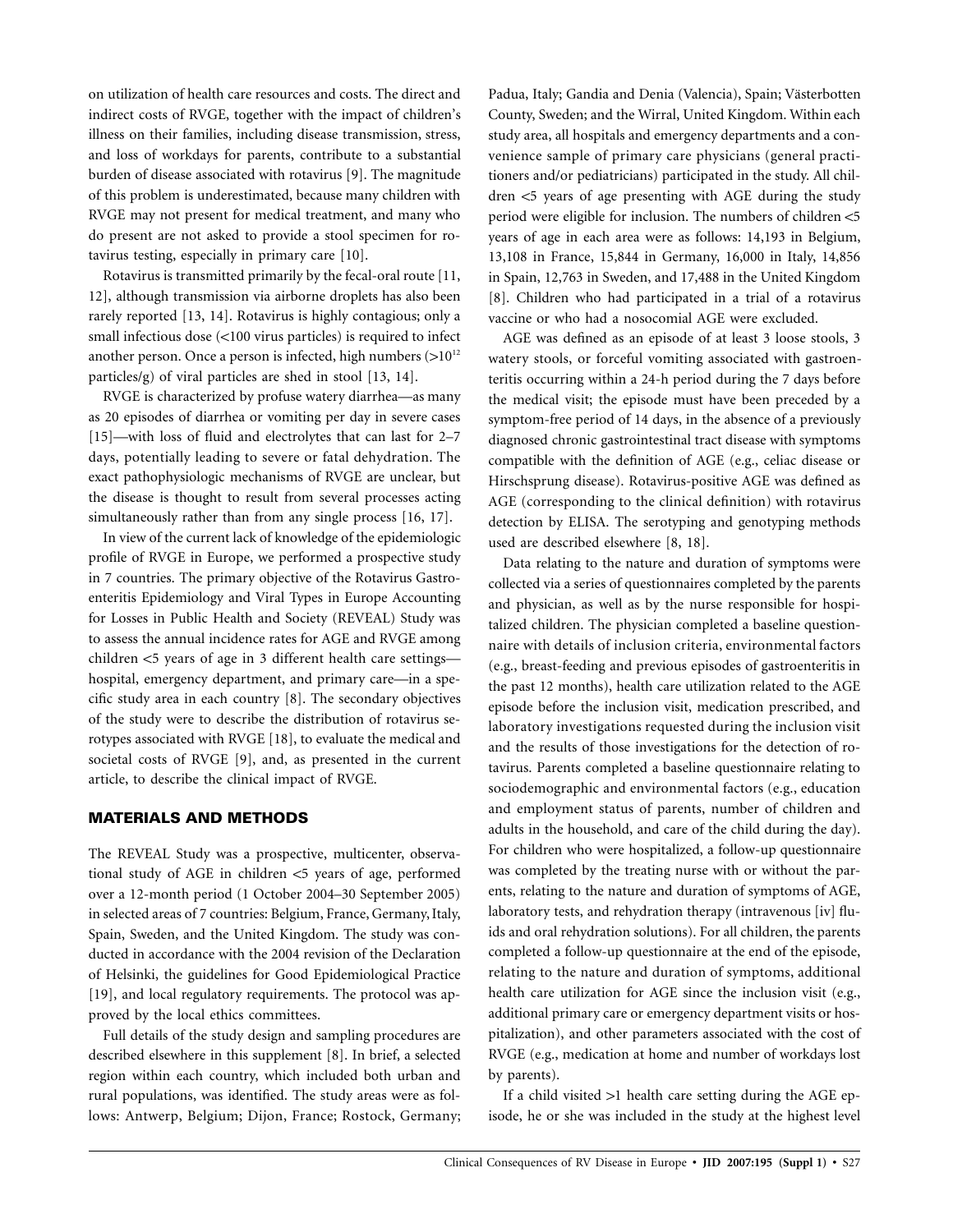on utilization of health care resources and costs. The direct and indirect costs of RVGE, together with the impact of children's illness on their families, including disease transmission, stress, and loss of workdays for parents, contribute to a substantial burden of disease associated with rotavirus [9]. The magnitude of this problem is underestimated, because many children with RVGE may not present for medical treatment, and many who do present are not asked to provide a stool specimen for rotavirus testing, especially in primary care [10].

Rotavirus is transmitted primarily by the fecal-oral route [11, 12], although transmission via airborne droplets has also been rarely reported [13, 14]. Rotavirus is highly contagious; only a small infectious dose (<100 virus particles) is required to infect another person. Once a person is infected, high numbers ($>10^{12}$ particles/g) of viral particles are shed in stool [13, 14].

RVGE is characterized by profuse watery diarrhea—as many as 20 episodes of diarrhea or vomiting per day in severe cases [15]—with loss of fluid and electrolytes that can last for 2–7 days, potentially leading to severe or fatal dehydration. The exact pathophysiologic mechanisms of RVGE are unclear, but the disease is thought to result from several processes acting simultaneously rather than from any single process [16, 17].

In view of the current lack of knowledge of the epidemiologic profile of RVGE in Europe, we performed a prospective study in 7 countries. The primary objective of the Rotavirus Gastroenteritis Epidemiology and Viral Types in Europe Accounting for Losses in Public Health and Society (REVEAL) Study was to assess the annual incidence rates for AGE and RVGE among children <5 years of age in 3 different health care settings—hospital, emergency department, and primary care—in a specific study area in each country [8]. The secondary objectives of the study were to describe the distribution of rotavirus serotypes associated with RVGE [18], to evaluate the medical and societal costs of RVGE [9], and, as presented in the current article, to describe the clinical impact of RVGE.

## MATERIALS AND METHODS

The REVEAL Study was a prospective, multicenter, observational study of AGE in children <5 years of age, performed over a 12-month period (1 October 2004–30 September 2005) in selected areas of 7 countries: Belgium, France, Germany, Italy, Spain, Sweden, and the United Kingdom. The study was conducted in accordance with the 2004 revision of the Declaration of Helsinki, the guidelines for Good Epidemiological Practice [19], and local regulatory requirements. The protocol was approved by the local ethics committees.

Full details of the study design and sampling procedures are described elsewhere in this supplement [8]. In brief, a selected region within each country, which included both urban and rural populations, was identified. The study areas were as follows: Antwerp, Belgium; Dijon, France; Rostock, Germany; Padua, Italy; Gandia and Denia (Valencia), Spain; Västerbotten County, Sweden; and the Wirral, United Kingdom. Within each study area, all hospitals and emergency departments and a convenience sample of primary care physicians (general practitioners and/or pediatricians) participated in the study. All children <5 years of age presenting with AGE during the study period were eligible for inclusion. The numbers of children <5 years of age in each area were as follows: 14,193 in Belgium, 13,108 in France, 15,844 in Germany, 16,000 in Italy, 14,856 in Spain, 12,763 in Sweden, and 17,488 in the United Kingdom [8]. Children who had participated in a trial of a rotavirus vaccine or who had a nosocomial AGE were excluded.

AGE was defined as an episode of at least 3 loose stools, 3 watery stools, or forceful vomiting associated with gastroenteritis occurring within a 24-h period during the 7 days before the medical visit; the episode must have been preceded by a symptom-free period of 14 days, in the absence of a previously diagnosed chronic gastrointestinal tract disease with symptoms compatible with the definition of AGE (e.g., celiac disease or Hirschsprung disease). Rotavirus-positive AGE was defined as AGE (corresponding to the clinical definition) with rotavirus detection by ELISA. The serotyping and genotyping methods used are described elsewhere [8, 18].

Data relating to the nature and duration of symptoms were collected via a series of questionnaires completed by the parents and physician, as well as by the nurse responsible for hospitalized children. The physician completed a baseline questionnaire with details of inclusion criteria, environmental factors (e.g., breast-feeding and previous episodes of gastroenteritis in the past 12 months), health care utilization related to the AGE episode before the inclusion visit, medication prescribed, and laboratory investigations requested during the inclusion visit and the results of those investigations for the detection of rotavirus. Parents completed a baseline questionnaire relating to sociodemographic and environmental factors (e.g., education and employment status of parents, number of children and adults in the household, and care of the child during the day). For children who were hospitalized, a follow-up questionnaire was completed by the treating nurse with or without the parents, relating to the nature and duration of symptoms of AGE, laboratory tests, and rehydration therapy (intravenous [iv] fluids and oral rehydration solutions). For all children, the parents completed a follow-up questionnaire at the end of the episode, relating to the nature and duration of symptoms, additional health care utilization for AGE since the inclusion visit (e.g., additional primary care or emergency department visits or hospitalization), and other parameters associated with the cost of RVGE (e.g., medication at home and number of workdays lost by parents).

If a child visited >1 health care setting during the AGE episode, he or she was included in the study at the highest level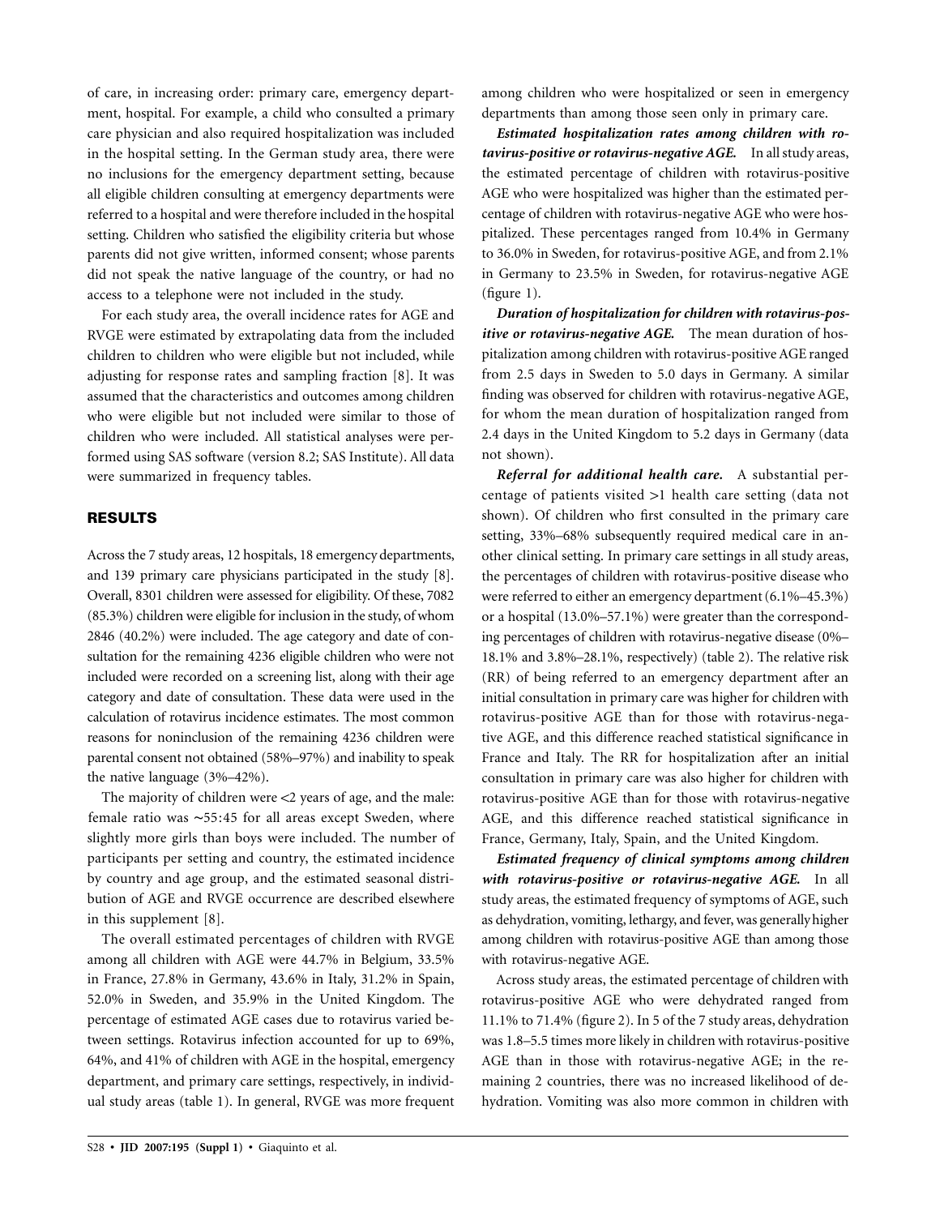of care, in increasing order: primary care, emergency department, hospital. For example, a child who consulted a primary care physician and also required hospitalization was included in the hospital setting. In the German study area, there were no inclusions for the emergency department setting, because all eligible children consulting at emergency departments were referred to a hospital and were therefore included in the hospital setting. Children who satisfied the eligibility criteria but whose parents did not give written, informed consent; whose parents did not speak the native language of the country, or had no access to a telephone were not included in the study.

For each study area, the overall incidence rates for AGE and RVGE were estimated by extrapolating data from the included children to children who were eligible but not included, while adjusting for response rates and sampling fraction [8]. It was assumed that the characteristics and outcomes among children who were eligible but not included were similar to those of children who were included. All statistical analyses were performed using SAS software (version 8.2; SAS Institute). All data were summarized in frequency tables.

## RESULTS

Across the 7 study areas, 12 hospitals, 18 emergency departments, and 139 primary care physicians participated in the study [8]. Overall, 8301 children were assessed for eligibility. Of these, 7082 (85.3%) children were eligible for inclusion in the study, of whom 2846 (40.2%) were included. The age category and date of consultation for the remaining 4236 eligible children who were not included were recorded on a screening list, along with their age category and date of consultation. These data were used in the calculation of rotavirus incidence estimates. The most common reasons for noninclusion of the remaining 4236 children were parental consent not obtained (58%–97%) and inability to speak the native language (3%–42%).

The majority of children were <2 years of age, and the male: female ratio was ~55:45 for all areas except Sweden, where slightly more girls than boys were included. The number of participants per setting and country, the estimated incidence by country and age group, and the estimated seasonal distribution of AGE and RVGE occurrence are described elsewhere in this supplement [8].

The overall estimated percentages of children with RVGE among all children with AGE were 44.7% in Belgium, 33.5% in France, 27.8% in Germany, 43.6% in Italy, 31.2% in Spain, 52.0% in Sweden, and 35.9% in the United Kingdom. The percentage of estimated AGE cases due to rotavirus varied between settings. Rotavirus infection accounted for up to 69%, 64%, and 41% of children with AGE in the hospital, emergency department, and primary care settings, respectively, in individual study areas (table 1). In general, RVGE was more frequent among children who were hospitalized or seen in emergency departments than among those seen only in primary care.

***Estimated hospitalization rates among children with rotavirus-positive or rotavirus-negative AGE.*** In all study areas, the estimated percentage of children with rotavirus-positive AGE who were hospitalized was higher than the estimated percentage of children with rotavirus-negative AGE who were hospitalized. These percentages ranged from 10.4% in Germany to 36.0% in Sweden, for rotavirus-positive AGE, and from 2.1% in Germany to 23.5% in Sweden, for rotavirus-negative AGE (figure 1).

***Duration of hospitalization for children with rotavirus-positive or rotavirus-negative AGE.*** The mean duration of hospitalization among children with rotavirus-positive AGE ranged from 2.5 days in Sweden to 5.0 days in Germany. A similar finding was observed for children with rotavirus-negative AGE, for whom the mean duration of hospitalization ranged from 2.4 days in the United Kingdom to 5.2 days in Germany (data not shown).

***Referral for additional health care.*** A substantial percentage of patients visited >1 health care setting (data not shown). Of children who first consulted in the primary care setting, 33%–68% subsequently required medical care in another clinical setting. In primary care settings in all study areas, the percentages of children with rotavirus-positive disease who were referred to either an emergency department (6.1%–45.3%) or a hospital (13.0%–57.1%) were greater than the corresponding percentages of children with rotavirus-negative disease (0%–18.1% and 3.8%–28.1%, respectively) (table 2). The relative risk (RR) of being referred to an emergency department after an initial consultation in primary care was higher for children with rotavirus-positive AGE than for those with rotavirus-negative AGE, and this difference reached statistical significance in France and Italy. The RR for hospitalization after an initial consultation in primary care was also higher for children with rotavirus-positive AGE than for those with rotavirus-negative AGE, and this difference reached statistical significance in France, Germany, Italy, Spain, and the United Kingdom.

***Estimated frequency of clinical symptoms among children with rotavirus-positive or rotavirus-negative AGE.*** In all study areas, the estimated frequency of symptoms of AGE, such as dehydration, vomiting, lethargy, and fever, was generally higher among children with rotavirus-positive AGE than among those with rotavirus-negative AGE.

Across study areas, the estimated percentage of children with rotavirus-positive AGE who were dehydrated ranged from 11.1% to 71.4% (figure 2). In 5 of the 7 study areas, dehydration was 1.8–5.5 times more likely in children with rotavirus-positive AGE than in those with rotavirus-negative AGE; in the remaining 2 countries, there was no increased likelihood of dehydration. Vomiting was also more common in children with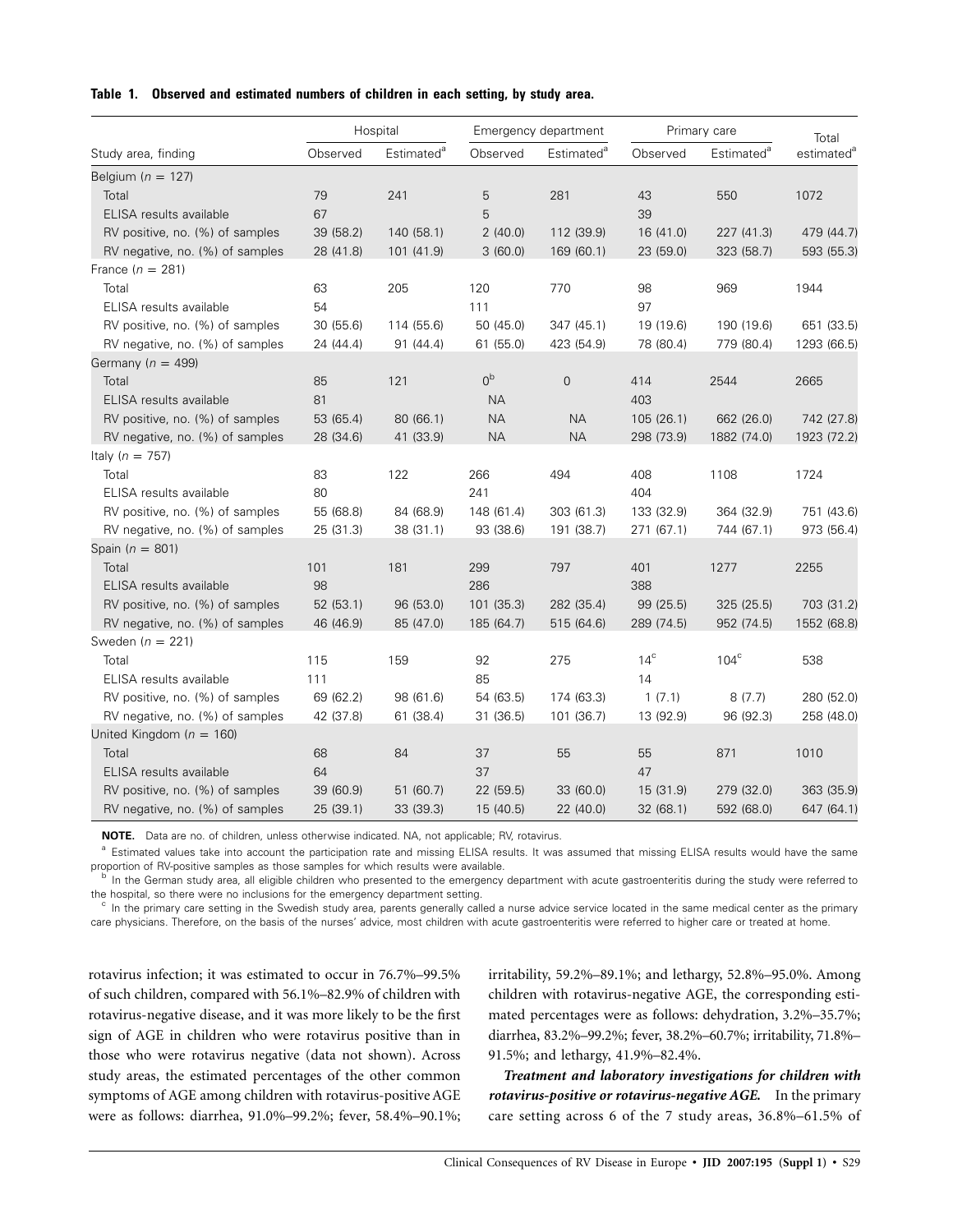**Table 1. Observed and estimated numbers of children in each setting, by study area.**

| Study area, finding | Hospital | | Emergency department | | Primary care | | Total |
|---|---|---|---|---|---|---|---|
| | Observed | Estimated[a] | Observed | Estimated[a] | Observed | Estimated[a] | estimated[a] |
| Belgium ($n = 127$) | | | | | | | |
| Total | 79 | 241 | 5 | 281 | 43 | 550 | 1072 |
| ELISA results available | 67 | | 5 | | 39 | | |
| RV positive, no. (%) of samples | 39 (58.2) | 140 (58.1) | 2 (40.0) | 112 (39.9) | 16 (41.0) | 227 (41.3) | 479 (44.7) |
| RV negative, no. (%) of samples | 28 (41.8) | 101 (41.9) | 3 (60.0) | 169 (60.1) | 23 (59.0) | 323 (58.7) | 593 (55.3) |
| France ($n = 281$) | | | | | | | |
| Total | 63 | 205 | 120 | 770 | 98 | 969 | 1944 |
| ELISA results available | 54 | | 111 | | 97 | | |
| RV positive, no. (%) of samples | 30 (55.6) | 114 (55.6) | 50 (45.0) | 347 (45.1) | 19 (19.6) | 190 (19.6) | 651 (33.5) |
| RV negative, no. (%) of samples | 24 (44.4) | 91 (44.4) | 61 (55.0) | 423 (54.9) | 78 (80.4) | 779 (80.4) | 1293 (66.5) |
| Germany ($n = 499$) | | | | | | | |
| Total | 85 | 121 | 0[b] | 0 | 414 | 2544 | 2665 |
| ELISA results available | 81 | | NA | | 403 | | |
| RV positive, no. (%) of samples | 53 (65.4) | 80 (66.1) | NA | NA | 105 (26.1) | 662 (26.0) | 742 (27.8) |
| RV negative, no. (%) of samples | 28 (34.6) | 41 (33.9) | NA | NA | 298 (73.9) | 1882 (74.0) | 1923 (72.2) |
| Italy ($n = 757$) | | | | | | | |
| Total | 83 | 122 | 266 | 494 | 408 | 1108 | 1724 |
| ELISA results available | 80 | | 241 | | 404 | | |
| RV positive, no. (%) of samples | 55 (68.8) | 84 (68.9) | 148 (61.4) | 303 (61.3) | 133 (32.9) | 364 (32.9) | 751 (43.6) |
| RV negative, no. (%) of samples | 25 (31.3) | 38 (31.1) | 93 (38.6) | 191 (38.7) | 271 (67.1) | 744 (67.1) | 973 (56.4) |
| Spain ($n = 801$) | | | | | | | |
| Total | 101 | 181 | 299 | 797 | 401 | 1277 | 2255 |
| ELISA results available | 98 | | 286 | | 388 | | |
| RV positive, no. (%) of samples | 52 (53.1) | 96 (53.0) | 101 (35.3) | 282 (35.4) | 99 (25.5) | 325 (25.5) | 703 (31.2) |
| RV negative, no. (%) of samples | 46 (46.9) | 85 (47.0) | 185 (64.7) | 515 (64.6) | 289 (74.5) | 952 (74.5) | 1552 (68.8) |
| Sweden ($n = 221$) | | | | | | | |
| Total | 115 | 159 | 92 | 275 | 14[c] | 104[c] | 538 |
| ELISA results available | 111 | | 85 | | 14 | | |
| RV positive, no. (%) of samples | 69 (62.2) | 98 (61.6) | 54 (63.5) | 174 (63.3) | 1 (7.1) | 8 (7.7) | 280 (52.0) |
| RV negative, no. (%) of samples | 42 (37.8) | 61 (38.4) | 31 (36.5) | 101 (36.7) | 13 (92.9) | 96 (92.3) | 258 (48.0) |
| United Kingdom ($n = 160$) | | | | | | | |
| Total | 68 | 84 | 37 | 55 | 55 | 871 | 1010 |
| ELISA results available | 64 | | 37 | | 47 | | |
| RV positive, no. (%) of samples | 39 (60.9) | 51 (60.7) | 22 (59.5) | 33 (60.0) | 15 (31.9) | 279 (32.0) | 363 (35.9) |
| RV negative, no. (%) of samples | 25 (39.1) | 33 (39.3) | 15 (40.5) | 22 (40.0) | 32 (68.1) | 592 (68.0) | 647 (64.1) |

**NOTE.** Data are no. of children, unless otherwise indicated. NA, not applicable; RV, rotavirus.

[a] Estimated values take into account the participation rate and missing ELISA results. It was assumed that missing ELISA results would have the same proportion of RV-positive samples as those samples for which results were available.

[b] In the German study area, all eligible children who presented to the emergency department with acute gastroenteritis during the study were referred to the hospital, so there were no inclusions for the emergency department setting.

[c] In the primary care setting in the Swedish study area, parents generally called a nurse advice service located in the same medical center as the primary care physicians. Therefore, on the basis of the nurses' advice, most children with acute gastroenteritis were referred to higher care or treated at home.

rotavirus infection; it was estimated to occur in 76.7%–99.5% of such children, compared with 56.1%–82.9% of children with rotavirus-negative disease, and it was more likely to be the first sign of AGE in children who were rotavirus positive than in those who were rotavirus negative (data not shown). Across study areas, the estimated percentages of the other common symptoms of AGE among children with rotavirus-positive AGE were as follows: diarrhea, 91.0%–99.2%; fever, 58.4%–90.1%; irritability, 59.2%–89.1%; and lethargy, 52.8%–95.0%. Among children with rotavirus-negative AGE, the corresponding estimated percentages were as follows: dehydration, 3.2%–35.7%; diarrhea, 83.2%–99.2%; fever, 38.2%–60.7%; irritability, 71.8%–91.5%; and lethargy, 41.9%–82.4%.

***Treatment and laboratory investigations for children with rotavirus-positive or rotavirus-negative AGE.*** In the primary care setting across 6 of the 7 study areas, 36.8%–61.5% of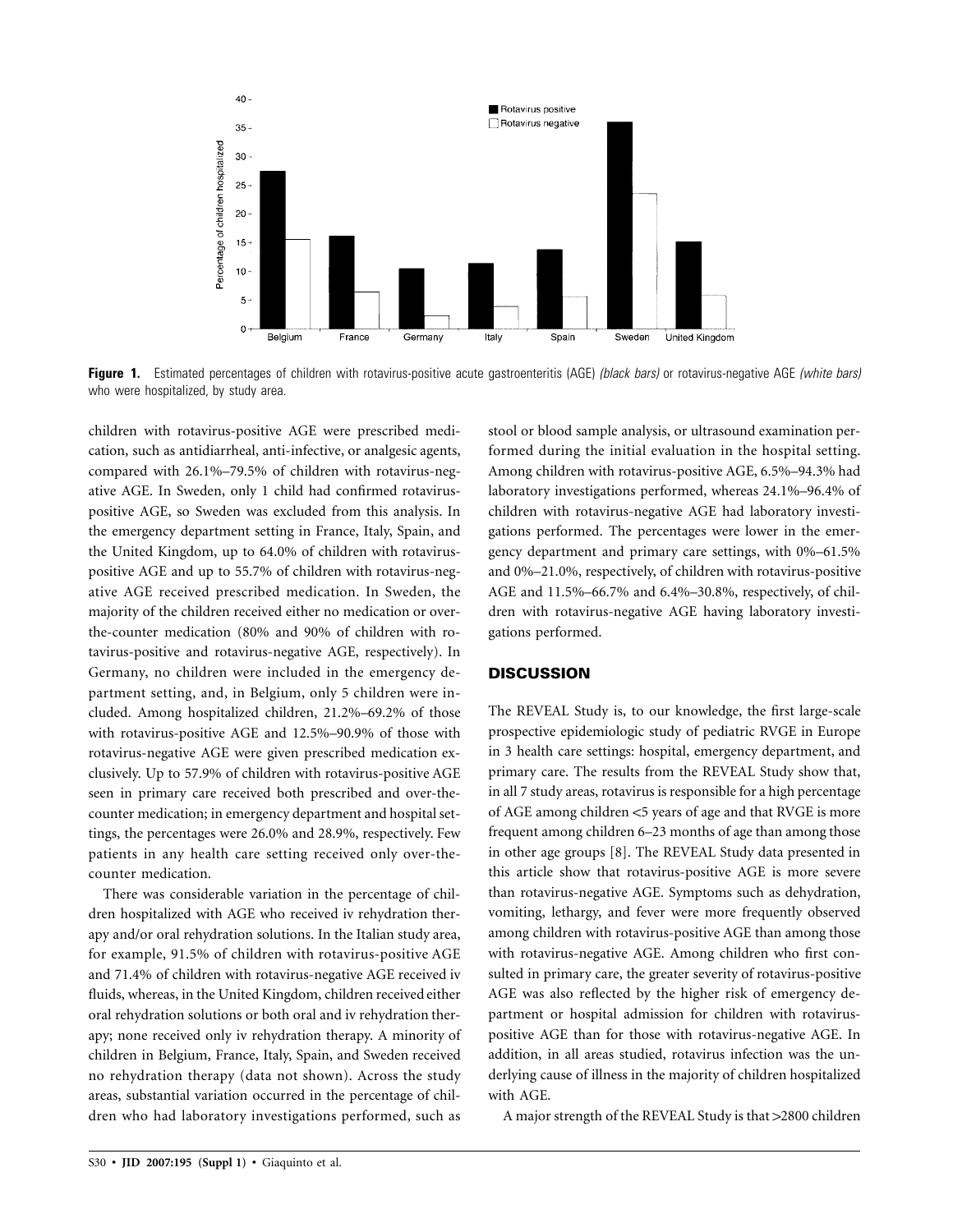**Figure 1.** Estimated percentages of children with rotavirus-positive acute gastroenteritis (AGE) *(black bars)* or rotavirus-negative AGE *(white bars)* who were hospitalized, by study area.

children with rotavirus-positive AGE were prescribed medication, such as antidiarrheal, anti-infective, or analgesic agents, compared with 26.1%–79.5% of children with rotavirus-negative AGE. In Sweden, only 1 child had confirmed rotavirus-positive AGE, so Sweden was excluded from this analysis. In the emergency department setting in France, Italy, Spain, and the United Kingdom, up to 64.0% of children with rotavirus-positive AGE and up to 55.7% of children with rotavirus-negative AGE received prescribed medication. In Sweden, the majority of the children received either no medication or over-the-counter medication (80% and 90% of children with rotavirus-positive and rotavirus-negative AGE, respectively). In Germany, no children were included in the emergency department setting, and, in Belgium, only 5 children were included. Among hospitalized children, 21.2%–69.2% of those with rotavirus-positive AGE and 12.5%–90.9% of those with rotavirus-negative AGE were given prescribed medication exclusively. Up to 57.9% of children with rotavirus-positive AGE seen in primary care received both prescribed and over-the-counter medication; in emergency department and hospital settings, the percentages were 26.0% and 28.9%, respectively. Few patients in any health care setting received only over-the-counter medication.

There was considerable variation in the percentage of children hospitalized with AGE who received iv rehydration therapy and/or oral rehydration solutions. In the Italian study area, for example, 91.5% of children with rotavirus-positive AGE and 71.4% of children with rotavirus-negative AGE received iv fluids, whereas, in the United Kingdom, children received either oral rehydration solutions or both oral and iv rehydration therapy; none received only iv rehydration therapy. A minority of children in Belgium, France, Italy, Spain, and Sweden received no rehydration therapy (data not shown). Across the study areas, substantial variation occurred in the percentage of children who had laboratory investigations performed, such as stool or blood sample analysis, or ultrasound examination performed during the initial evaluation in the hospital setting. Among children with rotavirus-positive AGE, 6.5%–94.3% had laboratory investigations performed, whereas 24.1%–96.4% of children with rotavirus-negative AGE had laboratory investigations performed. The percentages were lower in the emergency department and primary care settings, with 0%–61.5% and 0%–21.0%, respectively, of children with rotavirus-positive AGE and 11.5%–66.7% and 6.4%–30.8%, respectively, of children with rotavirus-negative AGE having laboratory investigations performed.

## DISCUSSION

The REVEAL Study is, to our knowledge, the first large-scale prospective epidemiologic study of pediatric RVGE in Europe in 3 health care settings: hospital, emergency department, and primary care. The results from the REVEAL Study show that, in all 7 study areas, rotavirus is responsible for a high percentage of AGE among children <5 years of age and that RVGE is more frequent among children 6–23 months of age than among those in other age groups [8]. The REVEAL Study data presented in this article show that rotavirus-positive AGE is more severe than rotavirus-negative AGE. Symptoms such as dehydration, vomiting, lethargy, and fever were more frequently observed among children with rotavirus-positive AGE than among those with rotavirus-negative AGE. Among children who first consulted in primary care, the greater severity of rotavirus-positive AGE was also reflected by the higher risk of emergency department or hospital admission for children with rotavirus-positive AGE than for those with rotavirus-negative AGE. In addition, in all areas studied, rotavirus infection was the underlying cause of illness in the majority of children hospitalized with AGE.

A major strength of the REVEAL Study is that >2800 children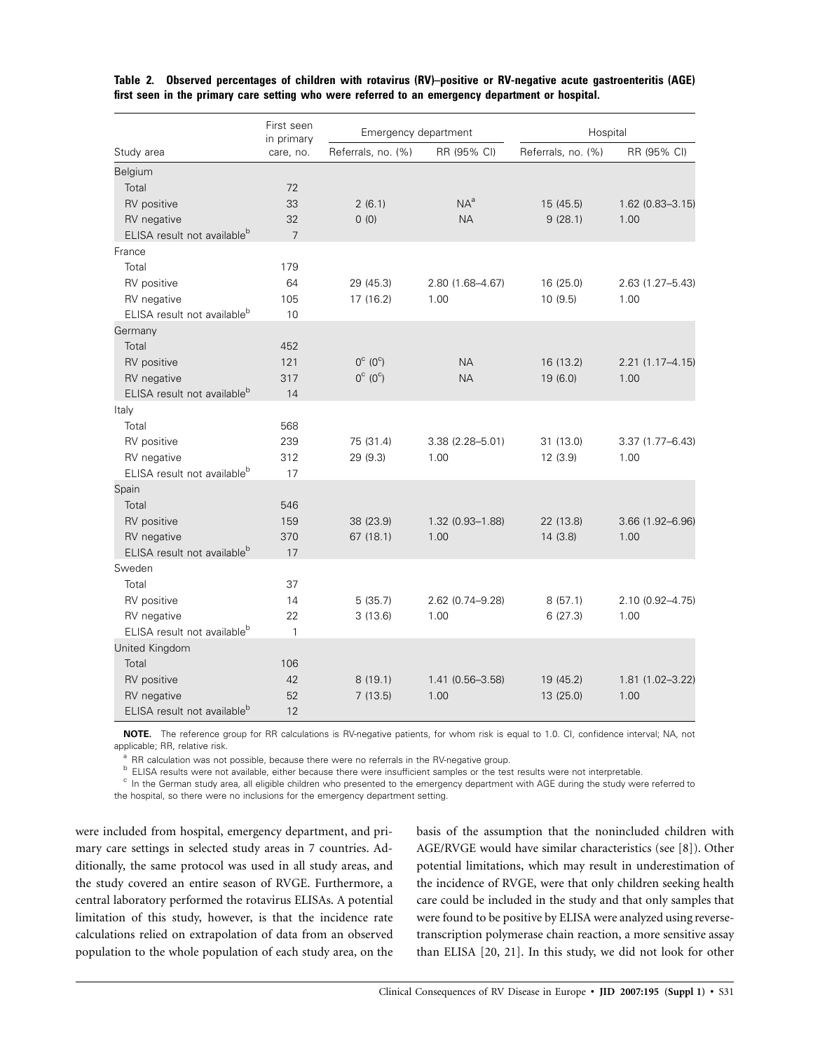**Table 2. Observed percentages of children with rotavirus (RV)–positive or RV-negative acute gastroenteritis (AGE) first seen in the primary care setting who were referred to an emergency department or hospital.**

| Study area | First seen in primary care, no. | Emergency department | | Hospital | |
|---|---|---|---|---|---|
| | | Referrals, no. (%) | RR (95% CI) | Referrals, no. (%) | RR (95% CI) |
| Belgium | | | | | |
| Total | 72 | | | | |
| RV positive | 33 | 2 (6.1) | NA[a] | 15 (45.5) | 1.62 (0.83–3.15) |
| RV negative | 32 | 0 (0) | NA | 9 (28.1) | 1.00 |
| ELISA result not available[b] | 7 | | | | |
| France | | | | | |
| Total | 179 | | | | |
| RV positive | 64 | 29 (45.3) | 2.80 (1.68–4.67) | 16 (25.0) | 2.63 (1.27–5.43) |
| RV negative | 105 | 17 (16.2) | 1.00 | 10 (9.5) | 1.00 |
| ELISA result not available[b] | 10 | | | | |
| Germany | | | | | |
| Total | 452 | | | | |
| RV positive | 121 | 0[c] (0[c]) | NA | 16 (13.2) | 2.21 (1.17–4.15) |
| RV negative | 317 | 0[c] (0[c]) | NA | 19 (6.0) | 1.00 |
| ELISA result not available[b] | 14 | | | | |
| Italy | | | | | |
| Total | 568 | | | | |
| RV positive | 239 | 75 (31.4) | 3.38 (2.28–5.01) | 31 (13.0) | 3.37 (1.77–6.43) |
| RV negative | 312 | 29 (9.3) | 1.00 | 12 (3.9) | 1.00 |
| ELISA result not available[b] | 17 | | | | |
| Spain | | | | | |
| Total | 546 | | | | |
| RV positive | 159 | 38 (23.9) | 1.32 (0.93–1.88) | 22 (13.8) | 3.66 (1.92–6.96) |
| RV negative | 370 | 67 (18.1) | 1.00 | 14 (3.8) | 1.00 |
| ELISA result not available[b] | 17 | | | | |
| Sweden | | | | | |
| Total | 37 | | | | |
| RV positive | 14 | 5 (35.7) | 2.62 (0.74–9.28) | 8 (57.1) | 2.10 (0.92–4.75) |
| RV negative | 22 | 3 (13.6) | 1.00 | 6 (27.3) | 1.00 |
| ELISA result not available[b] | 1 | | | | |
| United Kingdom | | | | | |
| Total | 106 | | | | |
| RV positive | 42 | 8 (19.1) | 1.41 (0.56–3.58) | 19 (45.2) | 1.81 (1.02–3.22) |
| RV negative | 52 | 7 (13.5) | 1.00 | 13 (25.0) | 1.00 |
| ELISA result not available[b] | 12 | | | | |

**NOTE.** The reference group for RR calculations is RV-negative patients, for whom risk is equal to 1.0. CI, confidence interval; NA, not applicable; RR, relative risk.

[a] RR calculation was not possible, because there were no referrals in the RV-negative group.

[b] ELISA results were not available, either because there were insufficient samples or the test results were not interpretable.

[c] In the German study area, all eligible children who presented to the emergency department with AGE during the study were referred to the hospital, so there were no inclusions for the emergency department setting.

were included from hospital, emergency department, and primary care settings in selected study areas in 7 countries. Additionally, the same protocol was used in all study areas, and the study covered an entire season of RVGE. Furthermore, a central laboratory performed the rotavirus ELISAs. A potential limitation of this study, however, is that the incidence rate calculations relied on extrapolation of data from an observed population to the whole population of each study area, on the basis of the assumption that the nonincluded children with AGE/RVGE would have similar characteristics (see [8]). Other potential limitations, which may result in underestimation of the incidence of RVGE, were that only children seeking health care could be included in the study and that only samples that were found to be positive by ELISA were analyzed using reverse-transcription polymerase chain reaction, a more sensitive assay than ELISA [20, 21]. In this study, we did not look for other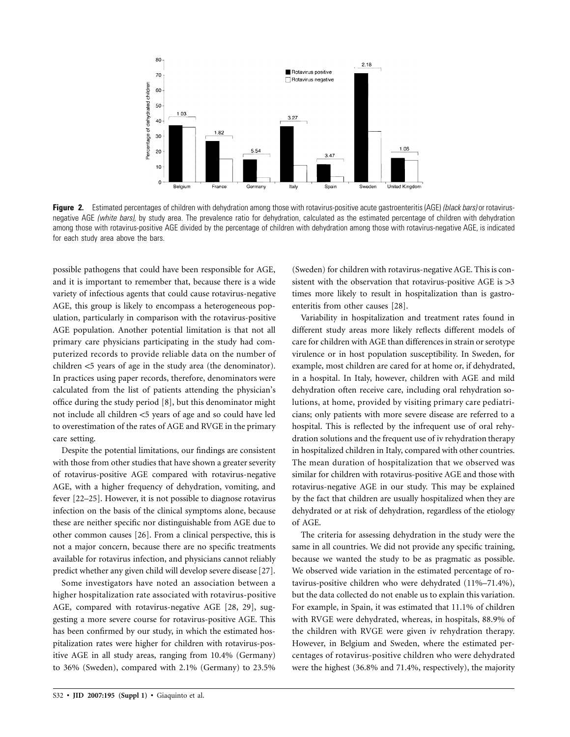**Figure 2.** Estimated percentages of children with dehydration among those with rotavirus-positive acute gastroenteritis (AGE) *(black bars)* or rotavirus-negative AGE *(white bars),* by study area. The prevalence ratio for dehydration, calculated as the estimated percentage of children with dehydration among those with rotavirus-positive AGE divided by the percentage of children with dehydration among those with rotavirus-negative AGE, is indicated for each study area above the bars.

possible pathogens that could have been responsible for AGE, and it is important to remember that, because there is a wide variety of infectious agents that could cause rotavirus-negative AGE, this group is likely to encompass a heterogeneous population, particularly in comparison with the rotavirus-positive AGE population. Another potential limitation is that not all primary care physicians participating in the study had computerized records to provide reliable data on the number of children <5 years of age in the study area (the denominator). In practices using paper records, therefore, denominators were calculated from the list of patients attending the physician's office during the study period [8], but this denominator might not include all children <5 years of age and so could have led to overestimation of the rates of AGE and RVGE in the primary care setting.

Despite the potential limitations, our findings are consistent with those from other studies that have shown a greater severity of rotavirus-positive AGE compared with rotavirus-negative AGE, with a higher frequency of dehydration, vomiting, and fever [22–25]. However, it is not possible to diagnose rotavirus infection on the basis of the clinical symptoms alone, because these are neither specific nor distinguishable from AGE due to other common causes [26]. From a clinical perspective, this is not a major concern, because there are no specific treatments available for rotavirus infection, and physicians cannot reliably predict whether any given child will develop severe disease [27].

Some investigators have noted an association between a higher hospitalization rate associated with rotavirus-positive AGE, compared with rotavirus-negative AGE [28, 29], suggesting a more severe course for rotavirus-positive AGE. This has been confirmed by our study, in which the estimated hospitalization rates were higher for children with rotavirus-positive AGE in all study areas, ranging from 10.4% (Germany) to 36% (Sweden), compared with 2.1% (Germany) to 23.5% (Sweden) for children with rotavirus-negative AGE. This is consistent with the observation that rotavirus-positive AGE is >3 times more likely to result in hospitalization than is gastroenteritis from other causes [28].

Variability in hospitalization and treatment rates found in different study areas more likely reflects different models of care for children with AGE than differences in strain or serotype virulence or in host population susceptibility. In Sweden, for example, most children are cared for at home or, if dehydrated, in a hospital. In Italy, however, children with AGE and mild dehydration often receive care, including oral rehydration solutions, at home, provided by visiting primary care pediatricians; only patients with more severe disease are referred to a hospital. This is reflected by the infrequent use of oral rehydration solutions and the frequent use of iv rehydration therapy in hospitalized children in Italy, compared with other countries. The mean duration of hospitalization that we observed was similar for children with rotavirus-positive AGE and those with rotavirus-negative AGE in our study. This may be explained by the fact that children are usually hospitalized when they are dehydrated or at risk of dehydration, regardless of the etiology of AGE.

The criteria for assessing dehydration in the study were the same in all countries. We did not provide any specific training, because we wanted the study to be as pragmatic as possible. We observed wide variation in the estimated percentage of rotavirus-positive children who were dehydrated (11%–71.4%), but the data collected do not enable us to explain this variation. For example, in Spain, it was estimated that 11.1% of children with RVGE were dehydrated, whereas, in hospitals, 88.9% of the children with RVGE were given iv rehydration therapy. However, in Belgium and Sweden, where the estimated percentages of rotavirus-positive children who were dehydrated were the highest (36.8% and 71.4%, respectively), the majority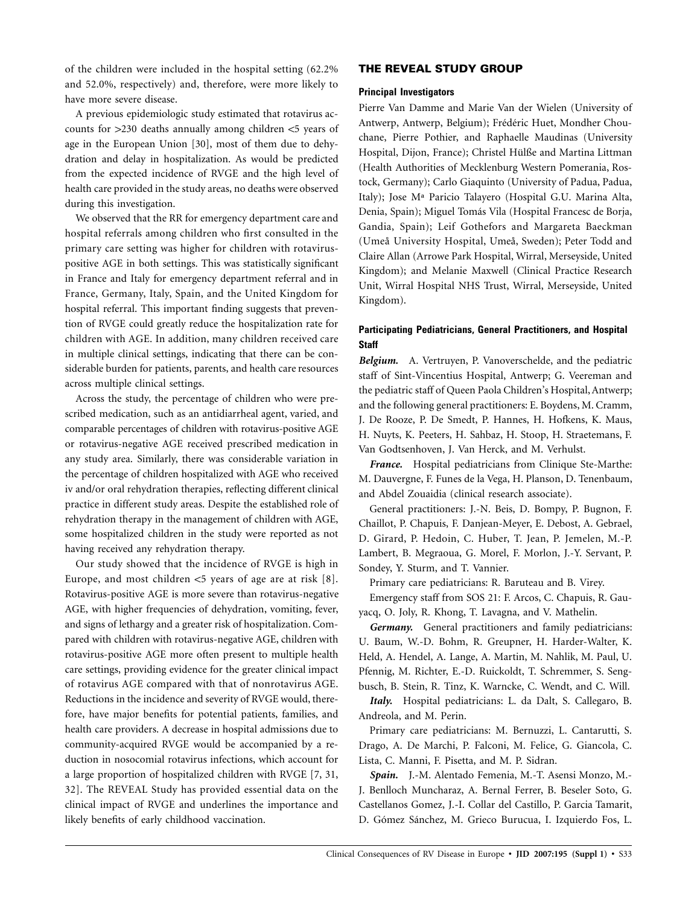of the children were included in the hospital setting (62.2% and 52.0%, respectively) and, therefore, were more likely to have more severe disease.

A previous epidemiologic study estimated that rotavirus accounts for >230 deaths annually among children <5 years of age in the European Union [30], most of them due to dehydration and delay in hospitalization. As would be predicted from the expected incidence of RVGE and the high level of health care provided in the study areas, no deaths were observed during this investigation.

We observed that the RR for emergency department care and hospital referrals among children who first consulted in the primary care setting was higher for children with rotavirus-positive AGE in both settings. This was statistically significant in France and Italy for emergency department referral and in France, Germany, Italy, Spain, and the United Kingdom for hospital referral. This important finding suggests that prevention of RVGE could greatly reduce the hospitalization rate for children with AGE. In addition, many children received care in multiple clinical settings, indicating that there can be considerable burden for patients, parents, and health care resources across multiple clinical settings.

Across the study, the percentage of children who were prescribed medication, such as an antidiarrheal agent, varied, and comparable percentages of children with rotavirus-positive AGE or rotavirus-negative AGE received prescribed medication in any study area. Similarly, there was considerable variation in the percentage of children hospitalized with AGE who received iv and/or oral rehydration therapies, reflecting different clinical practice in different study areas. Despite the established role of rehydration therapy in the management of children with AGE, some hospitalized children in the study were reported as not having received any rehydration therapy.

Our study showed that the incidence of RVGE is high in Europe, and most children <5 years of age are at risk [8]. Rotavirus-positive AGE is more severe than rotavirus-negative AGE, with higher frequencies of dehydration, vomiting, fever, and signs of lethargy and a greater risk of hospitalization. Compared with children with rotavirus-negative AGE, children with rotavirus-positive AGE more often present to multiple health care settings, providing evidence for the greater clinical impact of rotavirus AGE compared with that of nonrotavirus AGE. Reductions in the incidence and severity of RVGE would, therefore, have major benefits for potential patients, families, and health care providers. A decrease in hospital admissions due to community-acquired RVGE would be accompanied by a reduction in nosocomial rotavirus infections, which account for a large proportion of hospitalized children with RVGE [7, 31, 32]. The REVEAL Study has provided essential data on the clinical impact of RVGE and underlines the importance and likely benefits of early childhood vaccination.

## THE REVEAL STUDY GROUP

### Principal Investigators

Pierre Van Damme and Marie Van der Wielen (University of Antwerp, Antwerp, Belgium); Frédéric Huet, Mondher Chouchane, Pierre Pothier, and Raphaelle Maudinas (University Hospital, Dijon, France); Christel Hülße and Martina Littman (Health Authorities of Mecklenburg Western Pomerania, Rostock, Germany); Carlo Giaquinto (University of Padua, Padua, Italy); Jose Mª Paricio Talayero (Hospital G.U. Marina Alta, Denia, Spain); Miguel Tomás Vila (Hospital Francesc de Borja, Gandia, Spain); Leif Gothefors and Margareta Baeckman (Umeå University Hospital, Umeå, Sweden); Peter Todd and Claire Allan (Arrowe Park Hospital, Wirral, Merseyside, United Kingdom); and Melanie Maxwell (Clinical Practice Research Unit, Wirral Hospital NHS Trust, Wirral, Merseyside, United Kingdom).

### Participating Pediatricians, General Practitioners, and Hospital Staff

***Belgium.*** A. Vertruyen, P. Vanoverschelde, and the pediatric staff of Sint-Vincentius Hospital, Antwerp; G. Veereman and the pediatric staff of Queen Paola Children's Hospital, Antwerp; and the following general practitioners: E. Boydens, M. Cramm, J. De Rooze, P. De Smedt, P. Hannes, H. Hofkens, K. Maus, H. Nuyts, K. Peeters, H. Sahbaz, H. Stoop, H. Straetemans, F. Van Godtsenhoven, J. Van Herck, and M. Verhulst.

***France.*** Hospital pediatricians from Clinique Ste-Marthe: M. Dauvergne, F. Funes de la Vega, H. Planson, D. Tenenbaum, and Abdel Zouaidia (clinical research associate).

General practitioners: J.-N. Beis, D. Bompy, P. Bugnon, F. Chaillot, P. Chapuis, F. Danjean-Meyer, E. Debost, A. Gebrael, D. Girard, P. Hedoin, C. Huber, T. Jean, P. Jemelen, M.-P. Lambert, B. Megraoua, G. Morel, F. Morlon, J.-Y. Servant, P. Sondey, Y. Sturm, and T. Vannier.

Primary care pediatricians: R. Baruteau and B. Virey.

Emergency staff from SOS 21: F. Arcos, C. Chapuis, R. Gauyacq, O. Joly, R. Khong, T. Lavagna, and V. Mathelin.

***Germany.*** General practitioners and family pediatricians: U. Baum, W.-D. Bohm, R. Greupner, H. Harder-Walter, K. Held, A. Hendel, A. Lange, A. Martin, M. Nahlik, M. Paul, U. Pfennig, M. Richter, E.-D. Ruickoldt, T. Schremmer, S. Sengbusch, B. Stein, R. Tinz, K. Warncke, C. Wendt, and C. Will.

***Italy.*** Hospital pediatricians: L. da Dalt, S. Callegaro, B. Andreola, and M. Perin.

Primary care pediatricians: M. Bernuzzi, L. Cantarutti, S. Drago, A. De Marchi, P. Falconi, M. Felice, G. Giancola, C. Lista, C. Manni, F. Pisetta, and M. P. Sidran.

***Spain.*** J.-M. Alentado Femenia, M.-T. Asensi Monzo, M.-J. Benlloch Muncharaz, A. Bernal Ferrer, B. Beseler Soto, G. Castellanos Gomez, J.-I. Collar del Castillo, P. Garcia Tamarit, D. Gómez Sánchez, M. Grieco Burucua, I. Izquierdo Fos, L.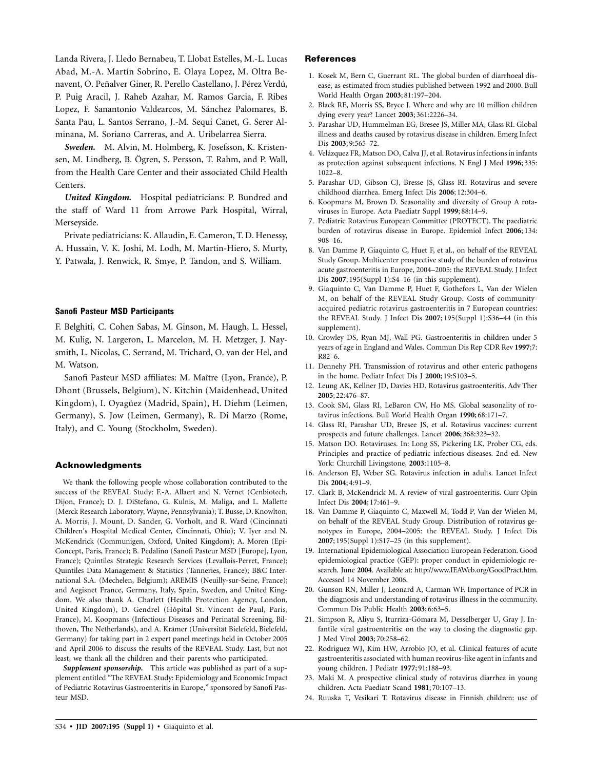Landa Rivera, J. Lledo Bernabeu, T. Llobat Estelles, M.-L. Lucas Abad, M.-A. Martín Sobrino, E. Olaya Lopez, M. Oltra Benavent, O. Peñalver Giner, R. Perello Castellano, J. Pérez Verdú, P. Puig Aracil, J. Raheb Azahar, M. Ramos Garcia, F. Ribes Lopez, F. Sanantonio Valdearcos, M. Sánchez Palomares, B. Santa Pau, L. Santos Serrano, J.-M. Sequi Canet, G. Serer Alminana, M. Soriano Carreras, and A. Uribelarrea Sierra.

***Sweden.*** M. Alvin, M. Holmberg, K. Josefsson, K. Kristensen, M. Lindberg, B. Ögren, S. Persson, T. Rahm, and P. Wall, from the Health Care Center and their associated Child Health Centers.

***United Kingdom.*** Hospital pediatricians: P. Bundred and the staff of Ward 11 from Arrowe Park Hospital, Wirral, Merseyside.

Private pediatricians: K. Allaudin, E. Cameron, T. D. Henessy, A. Hussain, V. K. Joshi, M. Lodh, M. Martin-Hiero, S. Murty, Y. Patwala, J. Renwick, R. Smye, P. Tandon, and S. William.

### Sanofi Pasteur MSD Participants

F. Belghiti, C. Cohen Sabas, M. Ginson, M. Haugh, L. Hessel, M. Kulig, N. Largeron, L. Marcelon, M. H. Metzger, J. Naysmith, L. Nicolas, C. Serrand, M. Trichard, O. van der Hel, and M. Watson.

Sanofi Pasteur MSD affiliates: M. Maître (Lyon, France), P. Dhont (Brussels, Belgium), N. Kitchin (Maidenhead, United Kingdom), I. Oyagüez (Madrid, Spain), H. Diehm (Leimen, Germany), S. Jow (Leimen, Germany), R. Di Marzo (Rome, Italy), and C. Young (Stockholm, Sweden).

## Acknowledgments

We thank the following people whose collaboration contributed to the success of the REVEAL Study: F.-A. Allaert and N. Vernet (Cenbiotech, Dijon, France); D. J. DiStefano, G. Kulnis, M. Maliga, and L. Mallette (Merck Research Laboratory, Wayne, Pennsylvania); T. Busse, D. Knowlton, A. Morris, J. Mount, D. Sander, G. Vorholt, and R. Ward (Cincinnati Children's Hospital Medical Center, Cincinnati, Ohio); V. Iyer and N. McKendrick (Communigen, Oxford, United Kingdom); A. Moren (Epi-Concept, Paris, France); B. Pedalino (Sanofi Pasteur MSD [Europe], Lyon, France); Quintiles Strategic Research Services (Levallois-Perret, France); Quintiles Data Management & Statistics (Tanneries, France); B&C International S.A. (Mechelen, Belgium); AREMIS (Neuilly-sur-Seine, France); and Aegisnet France, Germany, Italy, Spain, Sweden, and United Kingdom. We also thank A. Charlett (Health Protection Agency, London, United Kingdom), D. Gendrel (Hôpital St. Vincent de Paul, Paris, France), M. Koopmans (Infectious Diseases and Perinatal Screening, Bilthoven, The Netherlands), and A. Krämer (Universität Bielefeld, Bielefeld, Germany) for taking part in 2 expert panel meetings held in October 2005 and April 2006 to discuss the results of the REVEAL Study. Last, but not least, we thank all the children and their parents who participated.

***Supplement sponsorship.*** This article was published as part of a supplement entitled "The REVEAL Study: Epidemiology and Economic Impact of Pediatric Rotavirus Gastroenteritis in Europe," sponsored by Sanofi Pasteur MSD.

## References

1. Kosek M, Bern C, Guerrant RL. The global burden of diarrhoeal disease, as estimated from studies published between 1992 and 2000. Bull World Health Organ **2003**; 81:197–204.
2. Black RE, Morris SS, Bryce J. Where and why are 10 million children dying every year? Lancet **2003**; 361:2226–34.
3. Parashar UD, Hummelman EG, Bresee JS, Miller MA, Glass RI. Global illness and deaths caused by rotavirus disease in children. Emerg Infect Dis **2003**; 9:565–72.
4. Velázquez FR, Matson DO, Calva JJ, et al. Rotavirus infections in infants as protection against subsequent infections. N Engl J Med **1996**; 335: 1022–8.
5. Parashar UD, Gibson CJ, Bresse JS, Glass RI. Rotavirus and severe childhood diarrhea. Emerg Infect Dis **2006**; 12:304–6.
6. Koopmans M, Brown D. Seasonality and diversity of Group A rotaviruses in Europe. Acta Paediatr Suppl **1999**; 88:14–9.
7. Pediatric Rotavirus European Committee (PROTECT). The paediatric burden of rotavirus disease in Europe. Epidemiol Infect **2006**; 134: 908–16.
8. Van Damme P, Giaquinto C, Huet F, et al., on behalf of the REVEAL Study Group. Multicenter prospective study of the burden of rotavirus acute gastroenteritis in Europe, 2004–2005: the REVEAL Study. J Infect Dis **2007**; 195(Suppl 1):S4–16 (in this supplement).
9. Giaquinto C, Van Damme P, Huet F, Gothefors L, Van der Wielen M, on behalf of the REVEAL Study Group. Costs of community-acquired pediatric rotavirus gastroenteritis in 7 European countries: the REVEAL Study. J Infect Dis **2007**; 195(Suppl 1):S36–44 (in this supplement).
10. Crowley DS, Ryan MJ, Wall PG. Gastroenteritis in children under 5 years of age in England and Wales. Commun Dis Rep CDR Rev **1997**;7: R82–6.
11. Dennehy PH. Transmission of rotavirus and other enteric pathogens in the home. Pediatr Infect Dis J **2000**; 19:S103–5.
12. Leung AK, Kellner JD, Davies HD. Rotavirus gastroenteritis. Adv Ther **2005**; 22:476–87.
13. Cook SM, Glass RI, LeBaron CW, Ho MS. Global seasonality of rotavirus infections. Bull World Health Organ **1990**; 68:171–7.
14. Glass RI, Parashar UD, Bresee JS, et al. Rotavirus vaccines: current prospects and future challenges. Lancet **2006**; 368:323–32.
15. Matson DO. Rotaviruses. In: Long SS, Pickering LK, Prober CG, eds. Principles and practice of pediatric infectious diseases. 2nd ed. New York: Churchill Livingstone, **2003**:1105–8.
16. Anderson EJ, Weber SG. Rotavirus infection in adults. Lancet Infect Dis **2004**; 4:91–9.
17. Clark B, McKendrick M. A review of viral gastroenteritis. Curr Opin Infect Dis **2004**; 17:461–9.
18. Van Damme P, Giaquinto C, Maxwell M, Todd P, Van der Wielen M, on behalf of the REVEAL Study Group. Distribution of rotavirus genotypes in Europe, 2004–2005: the REVEAL Study. J Infect Dis **2007**; 195(Suppl 1):S17–25 (in this supplement).
19. International Epidemiological Association European Federation. Good epidemiological practice (GEP): proper conduct in epidemiologic research. June **2004**. Available at: http://www.IEAWeb.org/GoodPract.htm. Accessed 14 November 2006.
20. Gunson RN, Miller J, Leonard A, Carman WF. Importance of PCR in the diagnosis and understanding of rotavirus illness in the community. Commun Dis Public Health **2003**; 6:63–5.
21. Simpson R, Aliyu S, Iturriza-Gómara M, Desselberger U, Gray J. Infantile viral gastroenteritis: on the way to closing the diagnostic gap. J Med Virol **2003**; 70:258–62.
22. Rodriguez WJ, Kim HW, Arrobio JO, et al. Clinical features of acute gastroenteritis associated with human reovirus-like agent in infants and young children. J Pediatr **1977**; 91:188–93.
23. Maki M. A prospective clinical study of rotavirus diarrhea in young children. Acta Paediatr Scand **1981**; 70:107–13.
24. Ruuska T, Vesikari T. Rotavirus disease in Finnish children: use of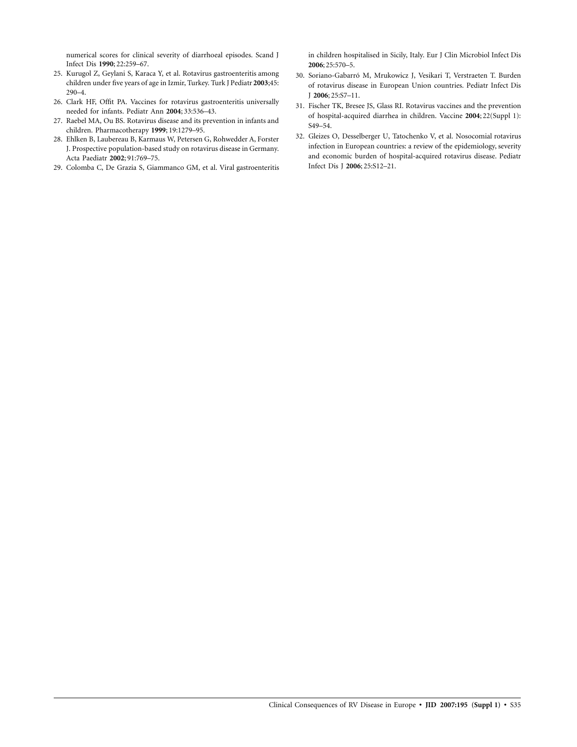numerical scores for clinical severity of diarrhoeal episodes. Scand J Infect Dis **1990**; 22:259–67.

25. Kurugol Z, Geylani S, Karaca Y, et al. Rotavirus gastroenteritis among children under five years of age in Izmir, Turkey. Turk J Pediatr **2003**;45: 290–4.
26. Clark HF, Offit PA. Vaccines for rotavirus gastroenteritis universally needed for infants. Pediatr Ann **2004**; 33:536–43.
27. Raebel MA, Ou BS. Rotavirus disease and its prevention in infants and children. Pharmacotherapy **1999**; 19:1279–95.
28. Ehlken B, Laubereau B, Karmaus W, Petersen G, Rohwedder A, Forster J. Prospective population-based study on rotavirus disease in Germany. Acta Paediatr **2002**; 91:769–75.
29. Colomba C, De Grazia S, Giammanco GM, et al. Viral gastroenteritis in children hospitalised in Sicily, Italy. Eur J Clin Microbiol Infect Dis **2006**; 25:570–5.
30. Soriano-Gabarró M, Mrukowicz J, Vesikari T, Verstraeten T. Burden of rotavirus disease in European Union countries. Pediatr Infect Dis J **2006**; 25:S7–11.
31. Fischer TK, Bresee JS, Glass RI. Rotavirus vaccines and the prevention of hospital-acquired diarrhea in children. Vaccine **2004**; 22(Suppl 1): S49–54.
32. Gleizes O, Desselberger U, Tatochenko V, et al. Nosocomial rotavirus infection in European countries: a review of the epidemiology, severity and economic burden of hospital-acquired rotavirus disease. Pediatr Infect Dis J **2006**; 25:S12–21.